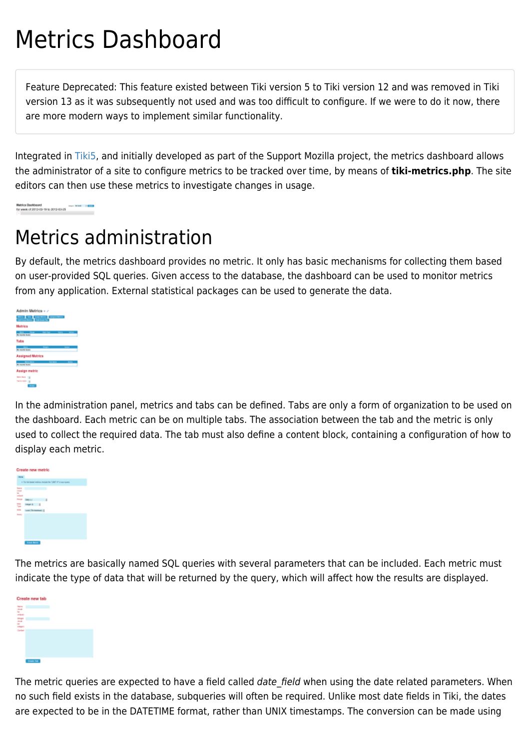# Metrics Dashboard

Feature Deprecated: This feature existed between Tiki version 5 to Tiki version 12 and was removed in Tiki version 13 as it was subsequently not used and was too difficult to configure. If we were to do it now, there are more modern ways to implement similar functionality.

Integrated in Tiki5, and initially developed as part of the Support Mozilla project, the metrics dashboard allows the administrator of a site to configure metrics to be tracked over time, by means of **tiki-metrics.php**. The site editors can then use these metrics to investigate changes in usage.

# Metrics administration

By default, the metrics dashboard provides no metric. It only has basic mechanisms for collecting them based on user-provided SQL queries. Given access to the database, the dashboard can be used to monitor metrics from any application. External statistical packages can be used to generate the data.

In the administration panel, metrics and tabs can be defined. Tabs are only a form of organization to be used on the dashboard. Each metric can be on multiple tabs. The association between the tab and the metric is only used to collect the required data. The tab must also define a content block, containing a configuration of how to display each metric.

The metrics are basically named SQL queries with several parameters that can be included. Each metric must indicate the type of data that will be returned by the query, which will affect how the results are displayed.

The metric queries are expected to have a field called *date_field* when using the date related parameters. When no such field exists in the database, subqueries will often be required. Unlike most date fields in Tiki, the dates are expected to be in the DATETIME format, rather than UNIX timestamps. The conversion can be made using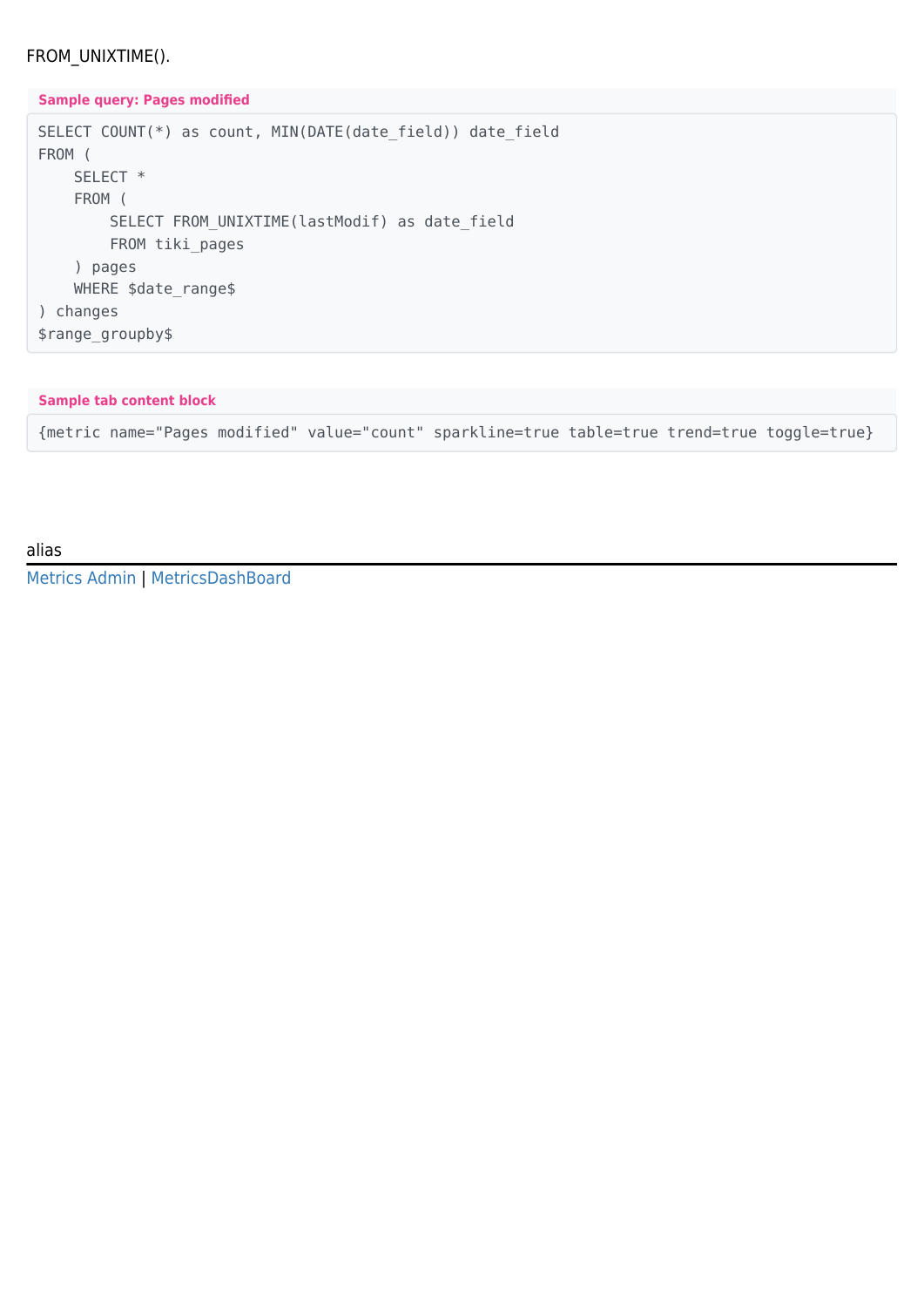FROM_UNIXTIME().

**Sample query: Pages modified**

```
SELECT COUNT(*) as count, MIN(DATE(date_field)) date_field
FROM (
    SELECT *
    FROM (
        SELECT FROM_UNIXTIME(lastModif) as date_field
        FROM tiki_pages
    ) pages
    WHERE $date_range$
) changes
$range_groupby$
```

**Sample tab content block**

```
{metric name="Pages modified" value="count" sparkline=true table=true trend=true toggle=true}
```

alias

---

Metrics Admin | MetricsDashBoard